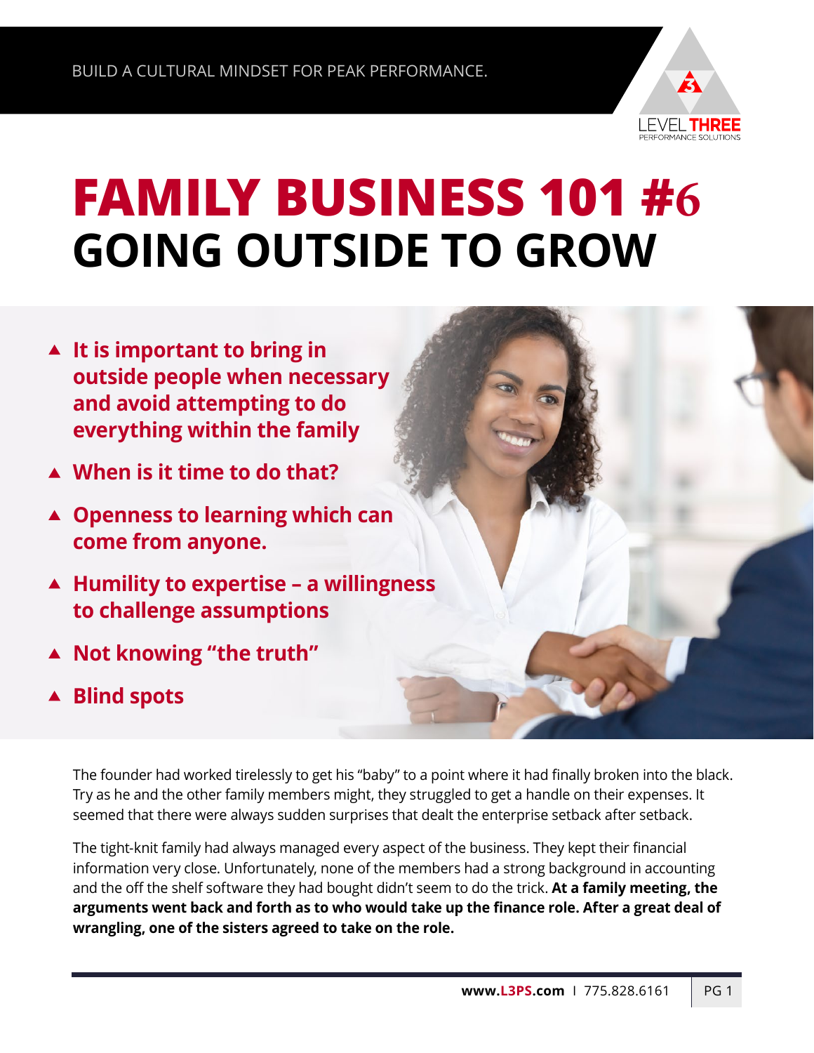BUILD A CULTURAL MINDSET FOR PEAK PERFORMANCE.

# FAMILY BUSINESS 101 #6
# GOING OUTSIDE TO GROW

- **It is important to bring in outside people when necessary and avoid attempting to do everything within the family**
- **When is it time to do that?**
- **Openness to learning which can come from anyone.**
- **Humility to expertise – a willingness to challenge assumptions**
- **Not knowing "the truth"**
- **Blind spots**

The founder had worked tirelessly to get his "baby" to a point where it had finally broken into the black. Try as he and the other family members might, they struggled to get a handle on their expenses. It seemed that there were always sudden surprises that dealt the enterprise setback after setback.

The tight-knit family had always managed every aspect of the business. They kept their financial information very close. Unfortunately, none of the members had a strong background in accounting and the off the shelf software they had bought didn't seem to do the trick. **At a family meeting, the arguments went back and forth as to who would take up the finance role. After a great deal of wrangling, one of the sisters agreed to take on the role.**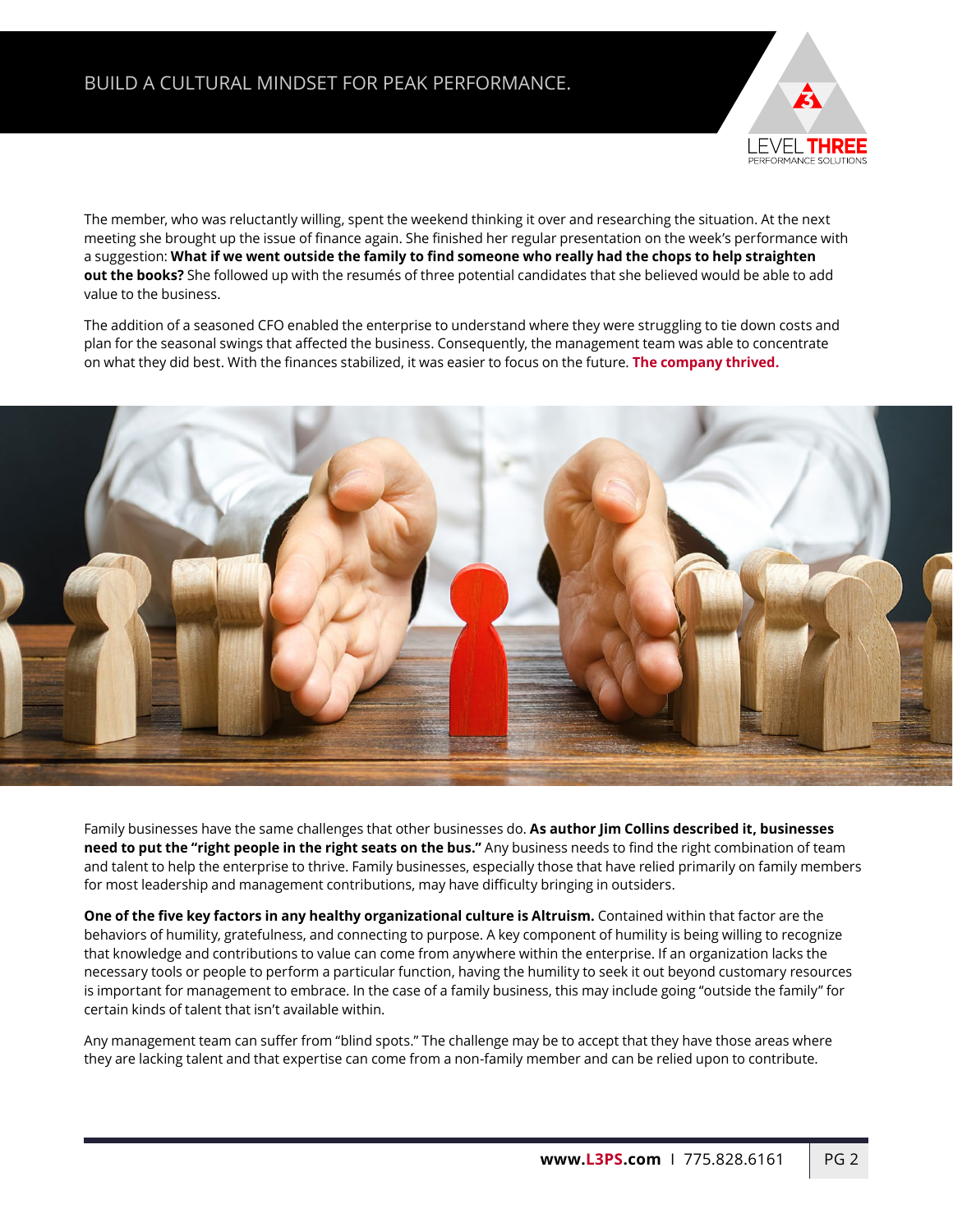The member, who was reluctantly willing, spent the weekend thinking it over and researching the situation. At the next meeting she brought up the issue of finance again. She finished her regular presentation on the week's performance with a suggestion: **What if we went outside the family to find someone who really had the chops to help straighten out the books?** She followed up with the resumés of three potential candidates that she believed would be able to add value to the business.

The addition of a seasoned CFO enabled the enterprise to understand where they were struggling to tie down costs and plan for the seasonal swings that affected the business. Consequently, the management team was able to concentrate on what they did best. With the finances stabilized, it was easier to focus on the future. **The company thrived.**

Family businesses have the same challenges that other businesses do. **As author Jim Collins described it, businesses need to put the "right people in the right seats on the bus."** Any business needs to find the right combination of team and talent to help the enterprise to thrive. Family businesses, especially those that have relied primarily on family members for most leadership and management contributions, may have difficulty bringing in outsiders.

**One of the five key factors in any healthy organizational culture is Altruism.** Contained within that factor are the behaviors of humility, gratefulness, and connecting to purpose. A key component of humility is being willing to recognize that knowledge and contributions to value can come from anywhere within the enterprise. If an organization lacks the necessary tools or people to perform a particular function, having the humility to seek it out beyond customary resources is important for management to embrace. In the case of a family business, this may include going "outside the family" for certain kinds of talent that isn't available within.

Any management team can suffer from "blind spots." The challenge may be to accept that they have those areas where they are lacking talent and that expertise can come from a non-family member and can be relied upon to contribute.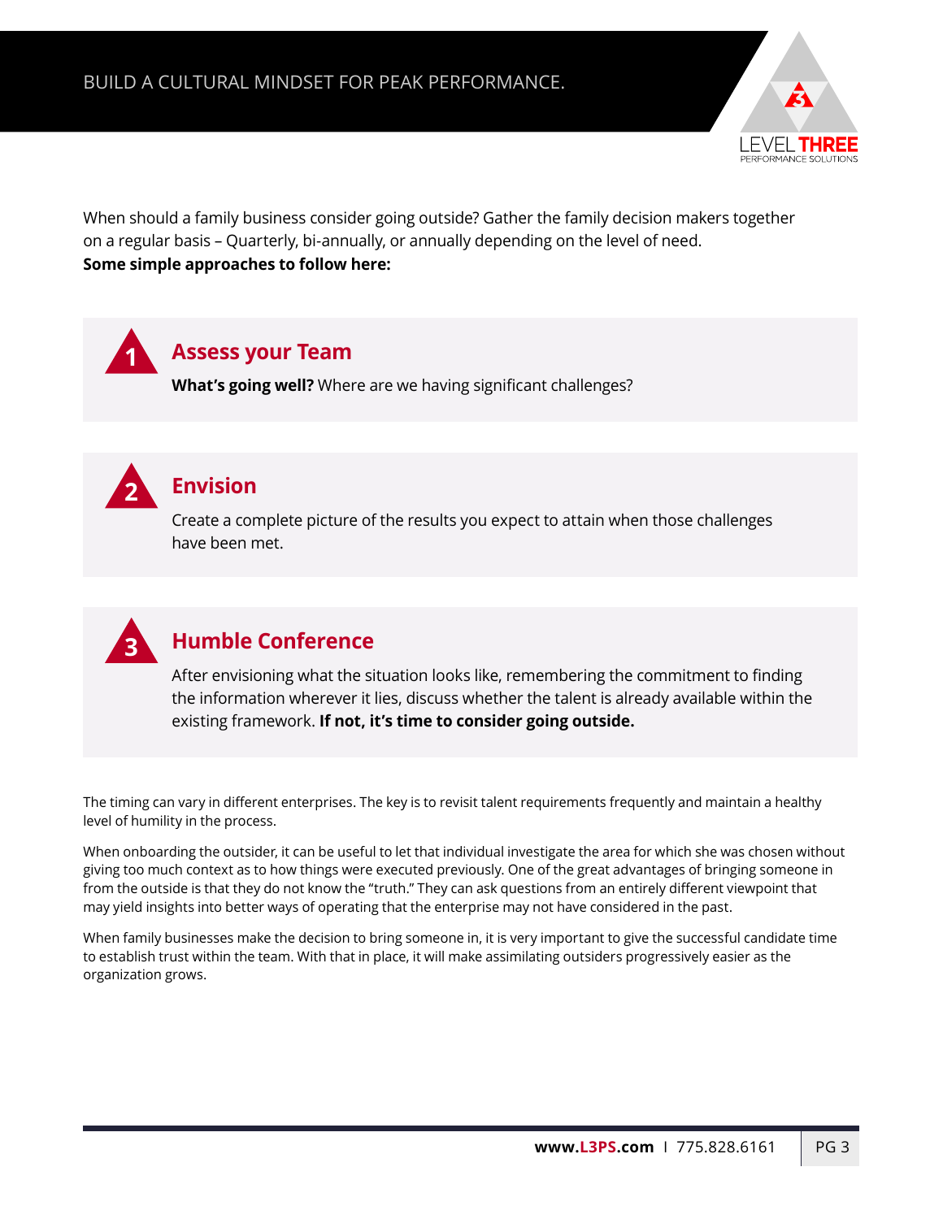When should a family business consider going outside? Gather the family decision makers together on a regular basis – Quarterly, bi-annually, or annually depending on the level of need.

**Some simple approaches to follow here:**

## 1 Assess your Team

**What's going well?** Where are we having significant challenges?

## 2 Envision

Create a complete picture of the results you expect to attain when those challenges have been met.

## 3 Humble Conference

After envisioning what the situation looks like, remembering the commitment to finding the information wherever it lies, discuss whether the talent is already available within the existing framework. **If not, it's time to consider going outside.**

The timing can vary in different enterprises. The key is to revisit talent requirements frequently and maintain a healthy level of humility in the process.

When onboarding the outsider, it can be useful to let that individual investigate the area for which she was chosen without giving too much context as to how things were executed previously. One of the great advantages of bringing someone in from the outside is that they do not know the "truth." They can ask questions from an entirely different viewpoint that may yield insights into better ways of operating that the enterprise may not have considered in the past.

When family businesses make the decision to bring someone in, it is very important to give the successful candidate time to establish trust within the team. With that in place, it will make assimilating outsiders progressively easier as the organization grows.